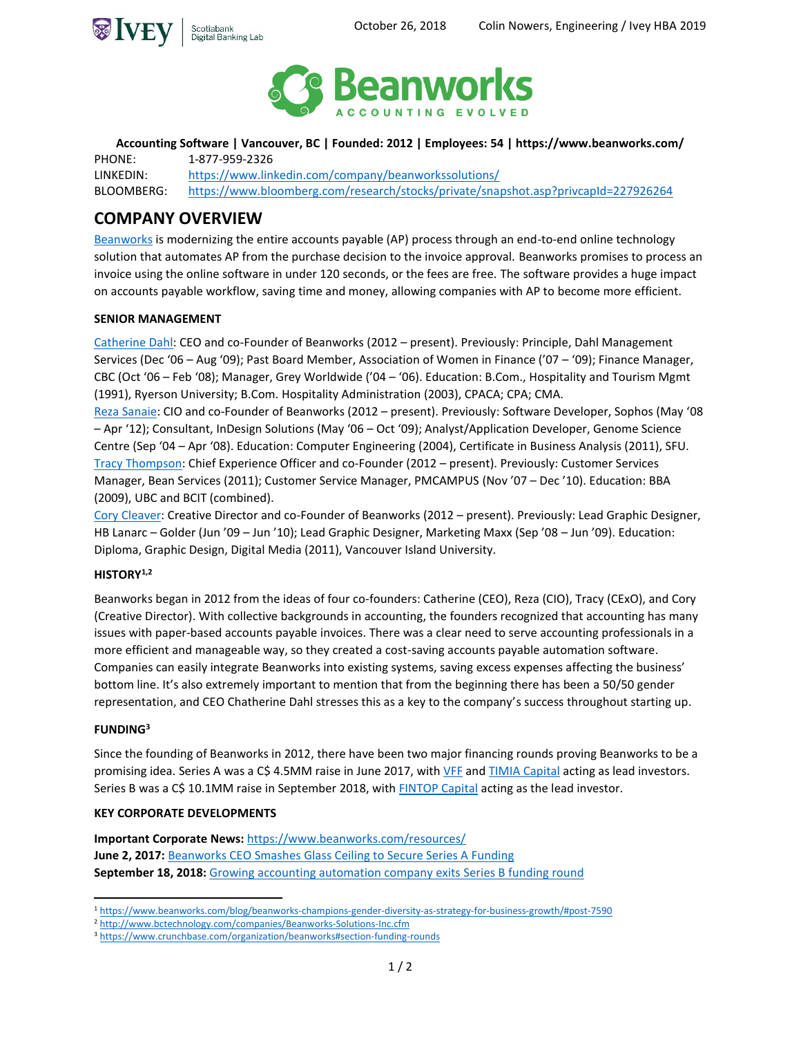# Beanworks

ACCOUNTING EVOLVED

**Accounting Software | Vancouver, BC | Founded: 2012 | Employees: 54 | https://www.beanworks.com/**

PHONE: 1-877-959-2326
LINKEDIN: https://www.linkedin.com/company/beanworkssolutions/
BLOOMBERG: https://www.bloomberg.com/research/stocks/private/snapshot.asp?privcapId=227926264

## COMPANY OVERVIEW

Beanworks is modernizing the entire accounts payable (AP) process through an end-to-end online technology solution that automates AP from the purchase decision to the invoice approval. Beanworks promises to process an invoice using the online software in under 120 seconds, or the fees are free. The software provides a huge impact on accounts payable workflow, saving time and money, allowing companies with AP to become more efficient.

### SENIOR MANAGEMENT

Catherine Dahl: CEO and co-Founder of Beanworks (2012 – present). Previously: Principle, Dahl Management Services (Dec '06 – Aug '09); Past Board Member, Association of Women in Finance ('07 – '09); Finance Manager, CBC (Oct '06 – Feb '08); Manager, Grey Worldwide ('04 – '06). Education: B.Com., Hospitality and Tourism Mgmt (1991), Ryerson University; B.Com. Hospitality Administration (2003), CPACA; CPA; CMA.
Reza Sanaie: CIO and co-Founder of Beanworks (2012 – present). Previously: Software Developer, Sophos (May '08 – Apr '12); Consultant, InDesign Solutions (May '06 – Oct '09); Analyst/Application Developer, Genome Science Centre (Sep '04 – Apr '08). Education: Computer Engineering (2004), Certificate in Business Analysis (2011), SFU.
Tracy Thompson: Chief Experience Officer and co-Founder (2012 – present). Previously: Customer Services Manager, Bean Services (2011); Customer Service Manager, PMCAMPUS (Nov '07 – Dec '10). Education: BBA (2009), UBC and BCIT (combined).
Cory Cleaver: Creative Director and co-Founder of Beanworks (2012 – present). Previously: Lead Graphic Designer, HB Lanarc – Golder (Jun '09 – Jun '10); Lead Graphic Designer, Marketing Maxx (Sep '08 – Jun '09). Education: Diploma, Graphic Design, Digital Media (2011), Vancouver Island University.

### HISTORY[1,2]

Beanworks began in 2012 from the ideas of four co-founders: Catherine (CEO), Reza (CIO), Tracy (CExO), and Cory (Creative Director). With collective backgrounds in accounting, the founders recognized that accounting has many issues with paper-based accounts payable invoices. There was a clear need to serve accounting professionals in a more efficient and manageable way, so they created a cost-saving accounts payable automation software. Companies can easily integrate Beanworks into existing systems, saving excess expenses affecting the business' bottom line. It's also extremely important to mention that from the beginning there has been a 50/50 gender representation, and CEO Chatherine Dahl stresses this as a key to the company's success throughout starting up.

### FUNDING[3]

Since the founding of Beanworks in 2012, there have been two major financing rounds proving Beanworks to be a promising idea. Series A was a C$ 4.5MM raise in June 2017, with VFF and TIMIA Capital acting as lead investors. Series B was a C$ 10.1MM raise in September 2018, with FINTOP Capital acting as the lead investor.

### KEY CORPORATE DEVELOPMENTS

**Important Corporate News:** https://www.beanworks.com/resources/
**June 2, 2017:** Beanworks CEO Smashes Glass Ceiling to Secure Series A Funding
**September 18, 2018:** Growing accounting automation company exits Series B funding round

---

[1] https://www.beanworks.com/blog/beanworks-champions-gender-diversity-as-strategy-for-business-growth/#post-7590
[2] http://www.bctechnology.com/companies/Beanworks-Solutions-Inc.cfm
[3] https://www.crunchbase.com/organization/beanworks#section-funding-rounds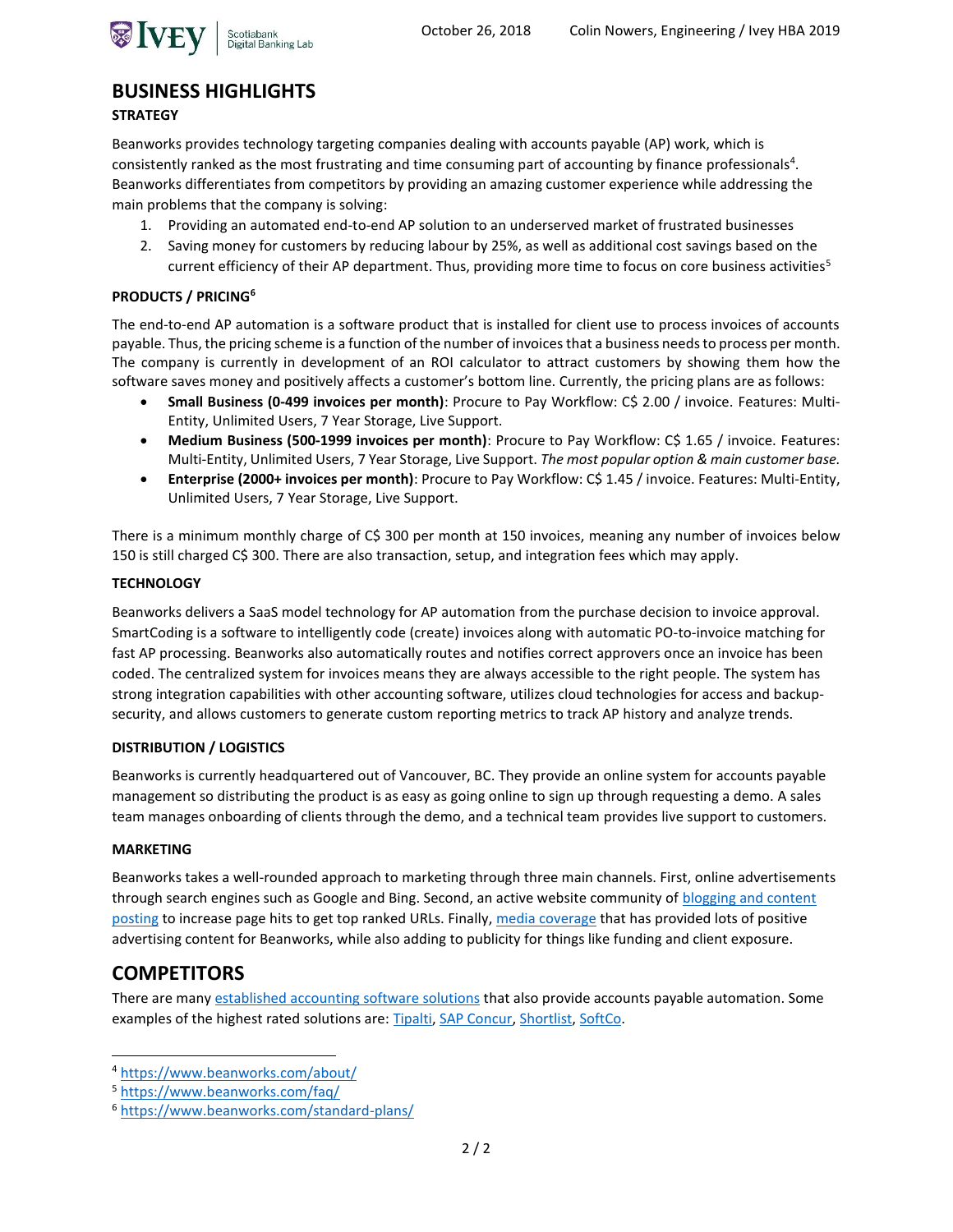## BUSINESS HIGHLIGHTS

### STRATEGY

Beanworks provides technology targeting companies dealing with accounts payable (AP) work, which is consistently ranked as the most frustrating and time consuming part of accounting by finance professionals[4]. Beanworks differentiates from competitors by providing an amazing customer experience while addressing the main problems that the company is solving:

1. Providing an automated end-to-end AP solution to an underserved market of frustrated businesses
2. Saving money for customers by reducing labour by 25%, as well as additional cost savings based on the current efficiency of their AP department. Thus, providing more time to focus on core business activities[5]

### PRODUCTS / PRICING[6]

The end-to-end AP automation is a software product that is installed for client use to process invoices of accounts payable. Thus, the pricing scheme is a function of the number of invoices that a business needs to process per month. The company is currently in development of an ROI calculator to attract customers by showing them how the software saves money and positively affects a customer's bottom line. Currently, the pricing plans are as follows:

- **Small Business (0-499 invoices per month)**: Procure to Pay Workflow: C$ 2.00 / invoice. Features: Multi-Entity, Unlimited Users, 7 Year Storage, Live Support.
- **Medium Business (500-1999 invoices per month)**: Procure to Pay Workflow: C$ 1.65 / invoice. Features: Multi-Entity, Unlimited Users, 7 Year Storage, Live Support. *The most popular option & main customer base.*
- **Enterprise (2000+ invoices per month)**: Procure to Pay Workflow: C$ 1.45 / invoice. Features: Multi-Entity, Unlimited Users, 7 Year Storage, Live Support.

There is a minimum monthly charge of C$ 300 per month at 150 invoices, meaning any number of invoices below 150 is still charged C$ 300. There are also transaction, setup, and integration fees which may apply.

### TECHNOLOGY

Beanworks delivers a SaaS model technology for AP automation from the purchase decision to invoice approval. SmartCoding is a software to intelligently code (create) invoices along with automatic PO-to-invoice matching for fast AP processing. Beanworks also automatically routes and notifies correct approvers once an invoice has been coded. The centralized system for invoices means they are always accessible to the right people. The system has strong integration capabilities with other accounting software, utilizes cloud technologies for access and backup-security, and allows customers to generate custom reporting metrics to track AP history and analyze trends.

### DISTRIBUTION / LOGISTICS

Beanworks is currently headquartered out of Vancouver, BC. They provide an online system for accounts payable management so distributing the product is as easy as going online to sign up through requesting a demo. A sales team manages onboarding of clients through the demo, and a technical team provides live support to customers.

### MARKETING

Beanworks takes a well-rounded approach to marketing through three main channels. First, online advertisements through search engines such as Google and Bing. Second, an active website community of blogging and content posting to increase page hits to get top ranked URLs. Finally, media coverage that has provided lots of positive advertising content for Beanworks, while also adding to publicity for things like funding and client exposure.

## COMPETITORS

There are many established accounting software solutions that also provide accounts payable automation. Some examples of the highest rated solutions are: Tipalti, SAP Concur, Shortlist, SoftCo.

---

[4] https://www.beanworks.com/about/
[5] https://www.beanworks.com/faq/
[6] https://www.beanworks.com/standard-plans/